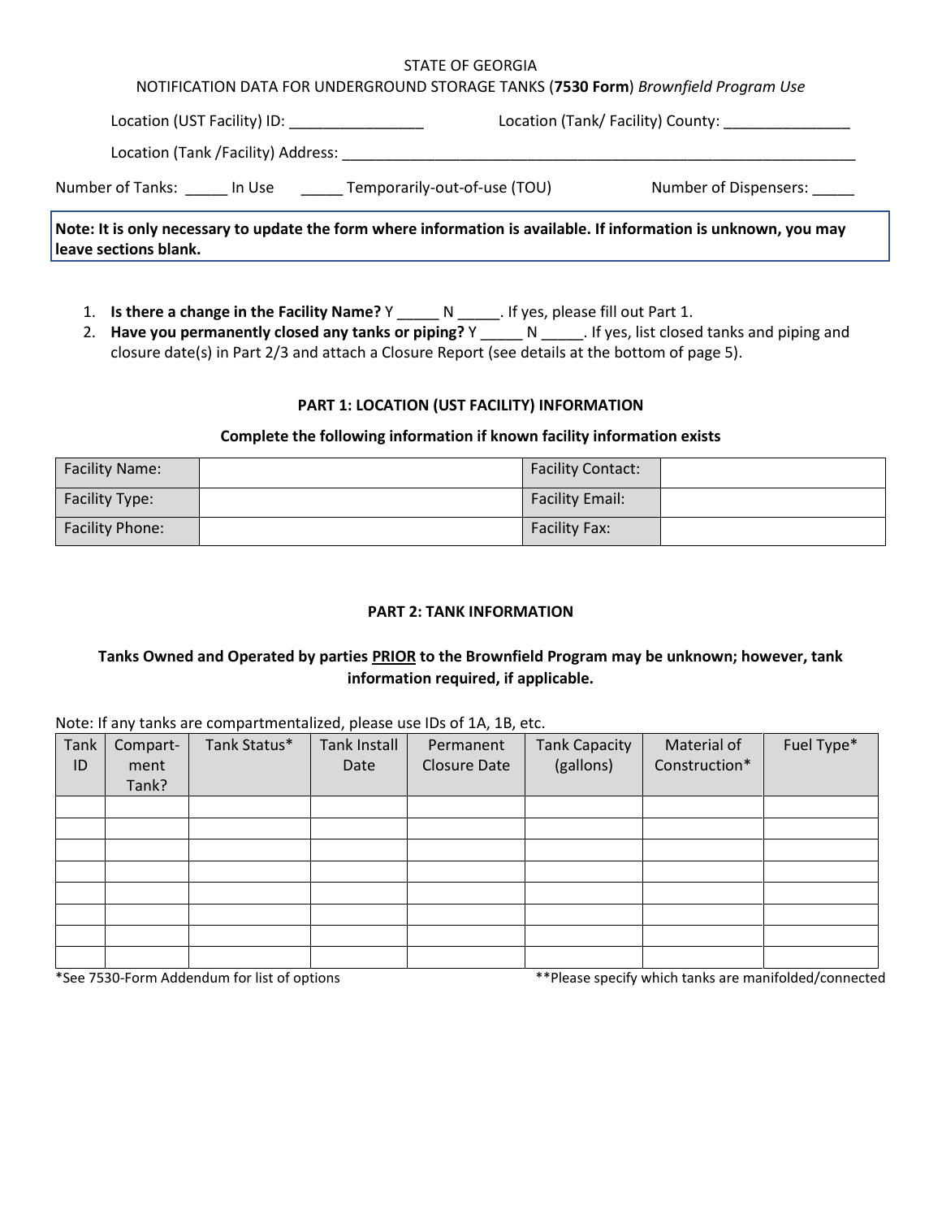STATE OF GEORGIA

NOTIFICATION DATA FOR UNDERGROUND STORAGE TANKS (**7530 Form**) *Brownfield Program Use*

Location (UST Facility) ID: ________________ Location (Tank/ Facility) County: _______________

Location (Tank /Facility) Address: _________________________________________________________________

Number of Tanks: _____ In Use _____ Temporarily-out-of-use (TOU) Number of Dispensers: _____

**Note: It is only necessary to update the form where information is available. If information is unknown, you may leave sections blank.**

1. **Is there a change in the Facility Name?** Y _____ N _____. If yes, please fill out Part 1.
2. **Have you permanently closed any tanks or piping?** Y _____ N _____. If yes, list closed tanks and piping and closure date(s) in Part 2/3 and attach a Closure Report (see details at the bottom of page 5).

### PART 1: LOCATION (UST FACILITY) INFORMATION

**Complete the following information if known facility information exists**

| Facility Name: | | Facility Contact: | |
|---|---|---|---|
| Facility Type: | | Facility Email: | |
| Facility Phone: | | Facility Fax: | |

### PART 2: TANK INFORMATION

**Tanks Owned and Operated by parties PRIOR to the Brownfield Program may be unknown; however, tank information required, if applicable.**

Note: If any tanks are compartmentalized, please use IDs of 1A, 1B, etc.

| Tank ID | Compart-ment Tank? | Tank Status* | Tank Install Date | Permanent Closure Date | Tank Capacity (gallons) | Material of Construction* | Fuel Type* |
|---|---|---|---|---|---|---|---|
| | | | | | | | |
| | | | | | | | |
| | | | | | | | |
| | | | | | | | |
| | | | | | | | |
| | | | | | | | |
| | | | | | | | |
| | | | | | | | |

*See 7530-Form Addendum for list of options **Please specify which tanks are manifolded/connected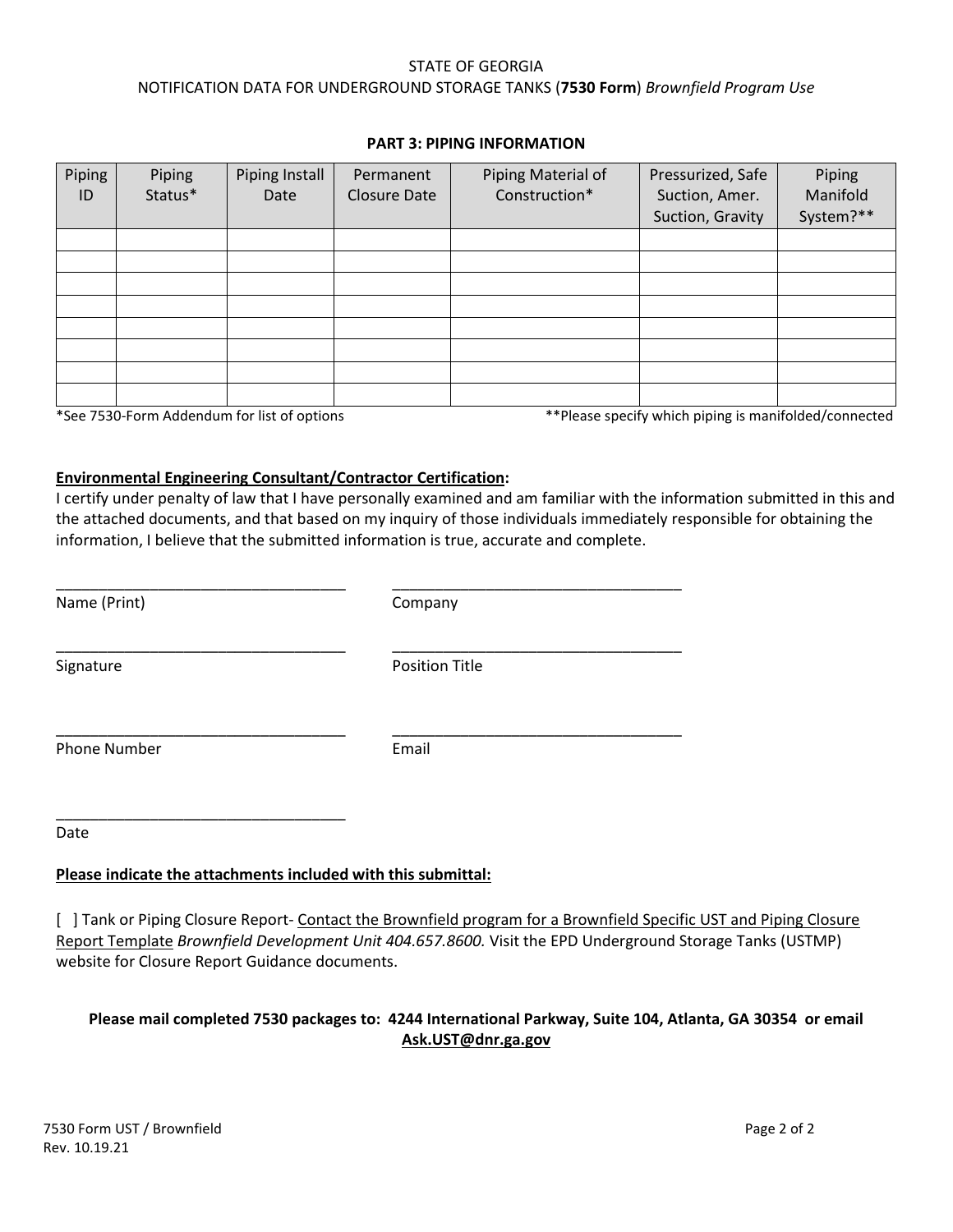STATE OF GEORGIA
NOTIFICATION DATA FOR UNDERGROUND STORAGE TANKS (**7530 Form**) *Brownfield Program Use*

**PART 3: PIPING INFORMATION**

| Piping ID | Piping Status* | Piping Install Date | Permanent Closure Date | Piping Material of Construction* | Pressurized, Safe Suction, Amer. Suction, Gravity | Piping Manifold System?** |
|---|---|---|---|---|---|---|
| | | | | | | |
| | | | | | | |
| | | | | | | |
| | | | | | | |
| | | | | | | |
| | | | | | | |
| | | | | | | |
| | | | | | | |

*See 7530-Form Addendum for list of options

**Please specify which piping is manifolded/connected

**Environmental Engineering Consultant/Contractor Certification:**

I certify under penalty of law that I have personally examined and am familiar with the information submitted in this and the attached documents, and that based on my inquiry of those individuals immediately responsible for obtaining the information, I believe that the submitted information is true, accurate and complete.

___________________________________ Name (Print)

___________________________________ Company

___________________________________ Signature

___________________________________ Position Title

___________________________________ Phone Number

___________________________________ Email

___________________________________ Date

**Please indicate the attachments included with this submittal:**

[ ] Tank or Piping Closure Report- Contact the Brownfield program for a Brownfield Specific UST and Piping Closure Report Template *Brownfield Development Unit 404.657.8600.* Visit the EPD Underground Storage Tanks (USTMP) website for Closure Report Guidance documents.

**Please mail completed 7530 packages to: 4244 International Parkway, Suite 104, Atlanta, GA 30354 or email Ask.UST@dnr.ga.gov**

7530 Form UST / Brownfield
Rev. 10.19.21